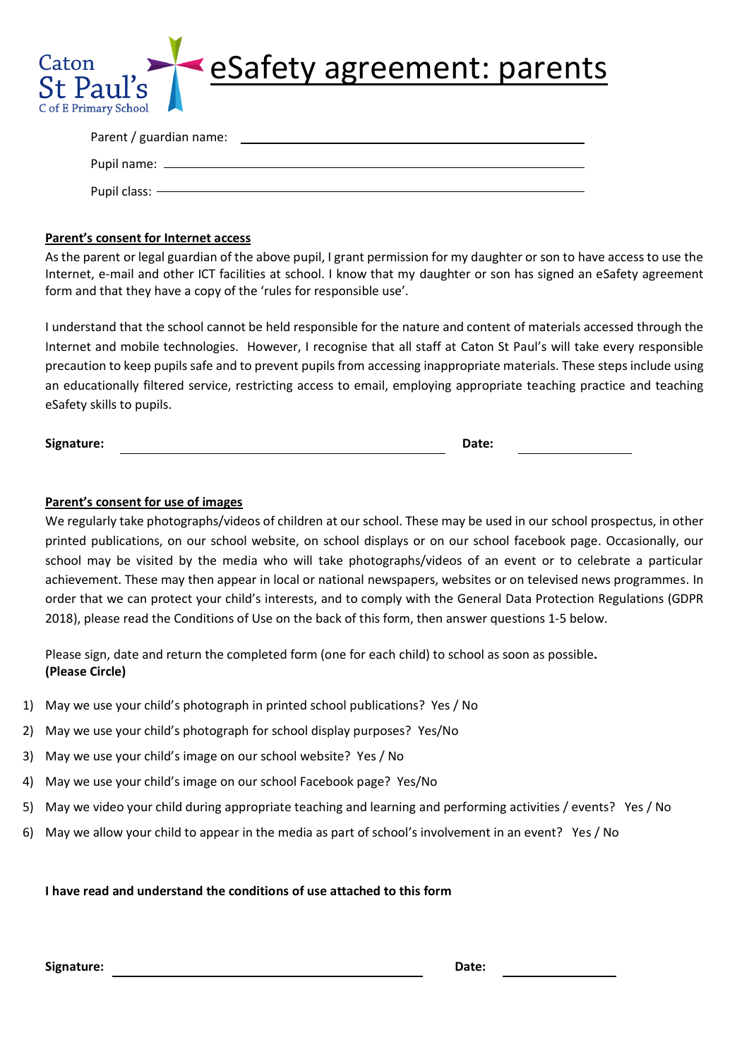Caton St Paul's C of E Primary School

# eSafety agreement: parents

Parent / guardian name: ______________________________

Pupil name: ______________________________

Pupil class: ______________________________

**Parent's consent for Internet access**

As the parent or legal guardian of the above pupil, I grant permission for my daughter or son to have access to use the Internet, e-mail and other ICT facilities at school. I know that my daughter or son has signed an eSafety agreement form and that they have a copy of the 'rules for responsible use'.

I understand that the school cannot be held responsible for the nature and content of materials accessed through the Internet and mobile technologies. However, I recognise that all staff at Caton St Paul's will take every responsible precaution to keep pupils safe and to prevent pupils from accessing inappropriate materials. These steps include using an educationally filtered service, restricting access to email, employing appropriate teaching practice and teaching eSafety skills to pupils.

**Signature:** ______________________________ **Date:** ______________

**Parent's consent for use of images**

We regularly take photographs/videos of children at our school. These may be used in our school prospectus, in other printed publications, on our school website, on school displays or on our school facebook page. Occasionally, our school may be visited by the media who will take photographs/videos of an event or to celebrate a particular achievement. These may then appear in local or national newspapers, websites or on televised news programmes. In order that we can protect your child's interests, and to comply with the General Data Protection Regulations (GDPR 2018), please read the Conditions of Use on the back of this form, then answer questions 1-5 below.

Please sign, date and return the completed form (one for each child) to school as soon as possible**.**
**(Please Circle)**

1) May we use your child's photograph in printed school publications? Yes / No
2) May we use your child's photograph for school display purposes? Yes/No
3) May we use your child's image on our school website? Yes / No
4) May we use your child's image on our school Facebook page? Yes/No
5) May we video your child during appropriate teaching and learning and performing activities / events? Yes / No
6) May we allow your child to appear in the media as part of school's involvement in an event? Yes / No

**I have read and understand the conditions of use attached to this form**

**Signature:** ______________________________ **Date:** ______________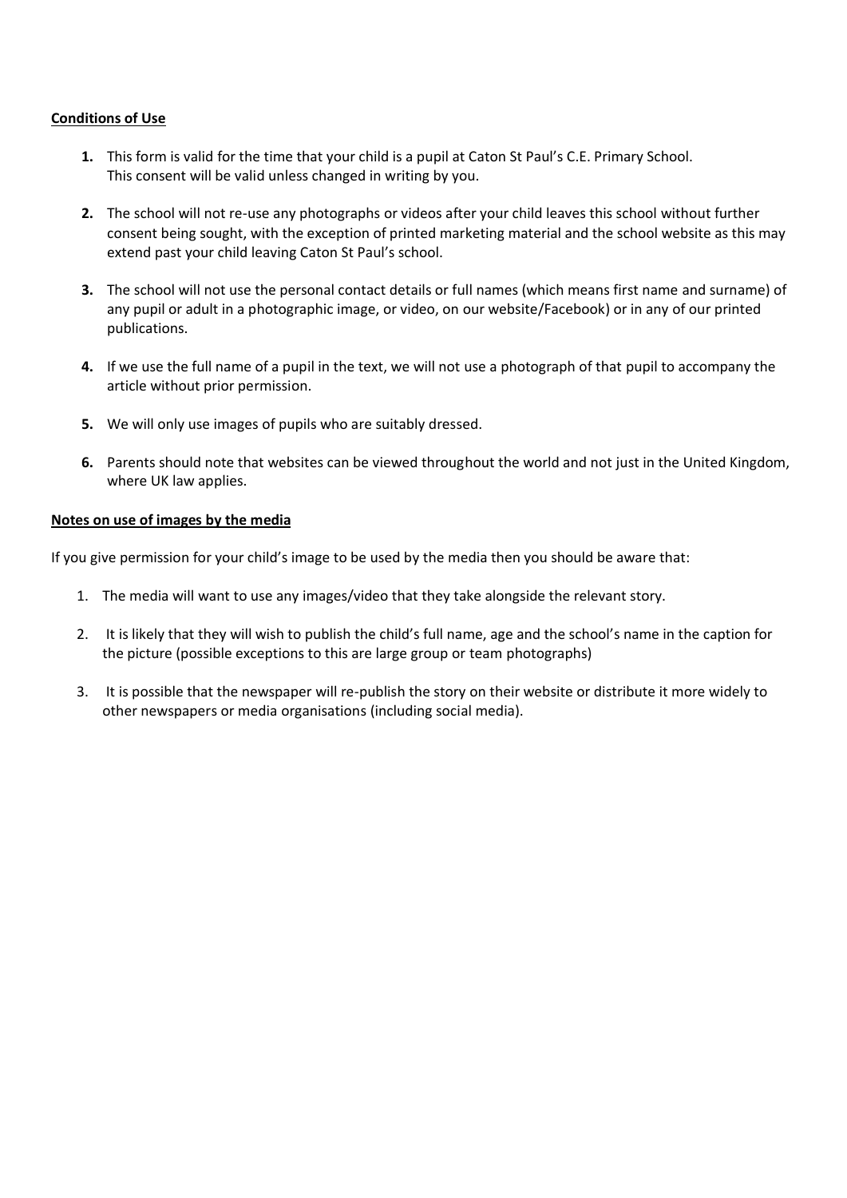**Conditions of Use**

1. This form is valid for the time that your child is a pupil at Caton St Paul's C.E. Primary School. This consent will be valid unless changed in writing by you.

2. The school will not re-use any photographs or videos after your child leaves this school without further consent being sought, with the exception of printed marketing material and the school website as this may extend past your child leaving Caton St Paul's school.

3. The school will not use the personal contact details or full names (which means first name and surname) of any pupil or adult in a photographic image, or video, on our website/Facebook) or in any of our printed publications.

4. If we use the full name of a pupil in the text, we will not use a photograph of that pupil to accompany the article without prior permission.

5. We will only use images of pupils who are suitably dressed.

6. Parents should note that websites can be viewed throughout the world and not just in the United Kingdom, where UK law applies.

**Notes on use of images by the media**

If you give permission for your child's image to be used by the media then you should be aware that:

1. The media will want to use any images/video that they take alongside the relevant story.

2. It is likely that they will wish to publish the child's full name, age and the school's name in the caption for the picture (possible exceptions to this are large group or team photographs)

3. It is possible that the newspaper will re-publish the story on their website or distribute it more widely to other newspapers or media organisations (including social media).